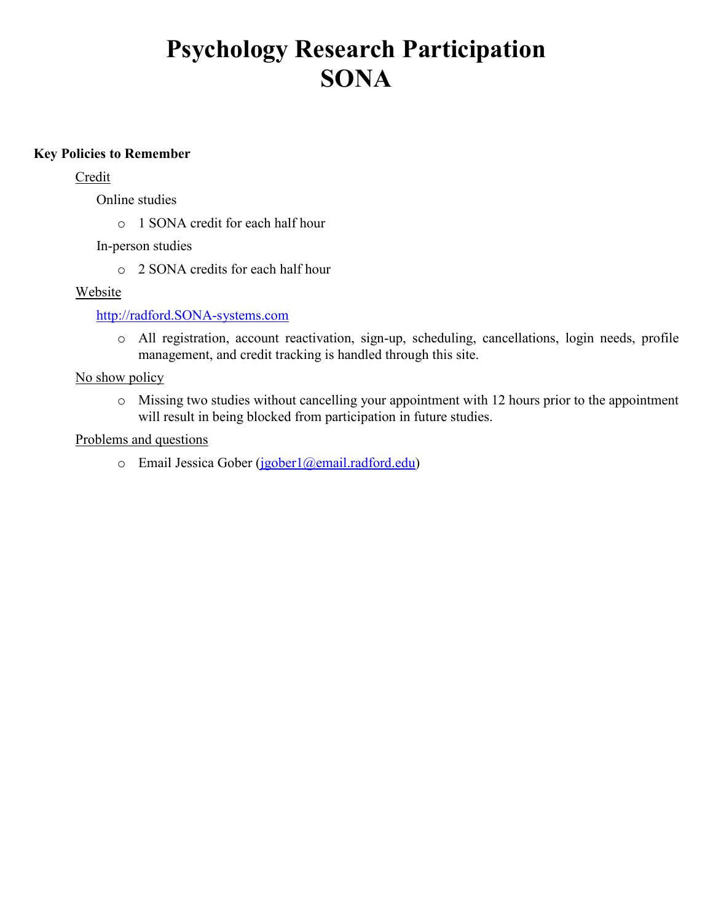# Psychology Research Participation
# SONA

**Key Policies to Remember**

Credit

Online studies

- 1 SONA credit for each half hour

In-person studies

- 2 SONA credits for each half hour

Website

http://radford.SONA-systems.com

- All registration, account reactivation, sign-up, scheduling, cancellations, login needs, profile management, and credit tracking is handled through this site.

No show policy

- Missing two studies without cancelling your appointment with 12 hours prior to the appointment will result in being blocked from participation in future studies.

Problems and questions

- Email Jessica Gober (jgober1@email.radford.edu)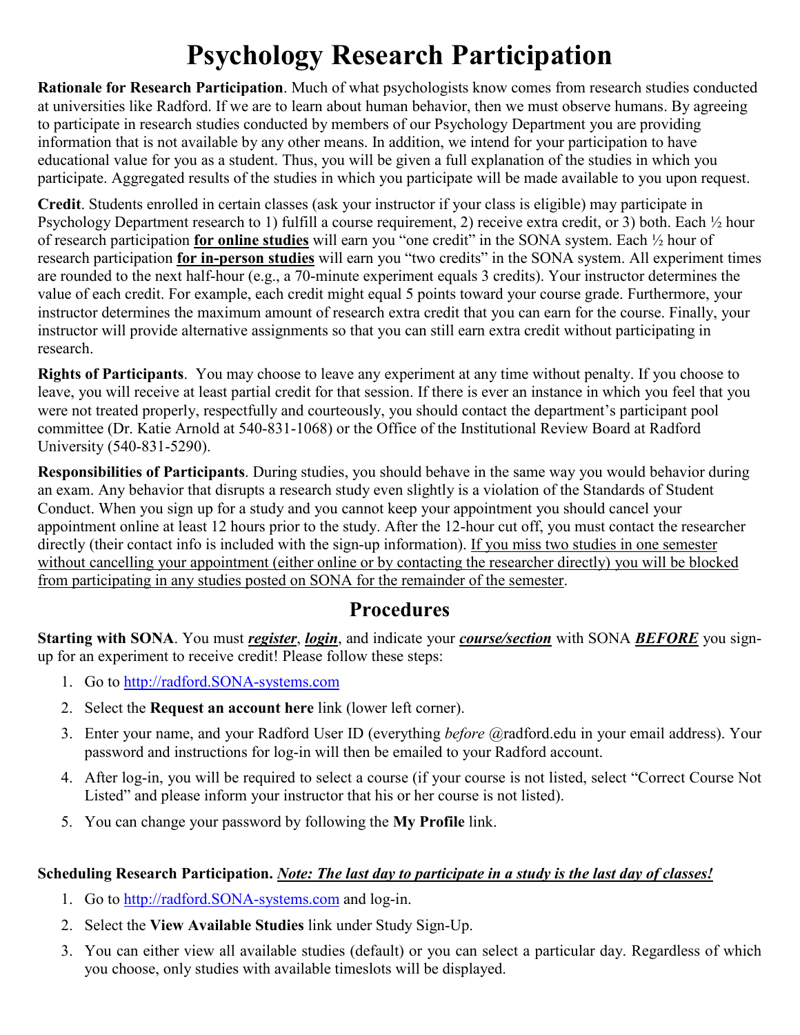# Psychology Research Participation

**Rationale for Research Participation**. Much of what psychologists know comes from research studies conducted at universities like Radford. If we are to learn about human behavior, then we must observe humans. By agreeing to participate in research studies conducted by members of our Psychology Department you are providing information that is not available by any other means. In addition, we intend for your participation to have educational value for you as a student. Thus, you will be given a full explanation of the studies in which you participate. Aggregated results of the studies in which you participate will be made available to you upon request.

**Credit**. Students enrolled in certain classes (ask your instructor if your class is eligible) may participate in Psychology Department research to 1) fulfill a course requirement, 2) receive extra credit, or 3) both. Each ½ hour of research participation **for online studies** will earn you "one credit" in the SONA system. Each ½ hour of research participation **for in-person studies** will earn you "two credits" in the SONA system. All experiment times are rounded to the next half-hour (e.g., a 70-minute experiment equals 3 credits). Your instructor determines the value of each credit. For example, each credit might equal 5 points toward your course grade. Furthermore, your instructor determines the maximum amount of research extra credit that you can earn for the course. Finally, your instructor will provide alternative assignments so that you can still earn extra credit without participating in research.

**Rights of Participants**. You may choose to leave any experiment at any time without penalty. If you choose to leave, you will receive at least partial credit for that session. If there is ever an instance in which you feel that you were not treated properly, respectfully and courteously, you should contact the department's participant pool committee (Dr. Katie Arnold at 540-831-1068) or the Office of the Institutional Review Board at Radford University (540-831-5290).

**Responsibilities of Participants**. During studies, you should behave in the same way you would behavior during an exam. Any behavior that disrupts a research study even slightly is a violation of the Standards of Student Conduct. When you sign up for a study and you cannot keep your appointment you should cancel your appointment online at least 12 hours prior to the study. After the 12-hour cut off, you must contact the researcher directly (their contact info is included with the sign-up information). If you miss two studies in one semester without cancelling your appointment (either online or by contacting the researcher directly) you will be blocked from participating in any studies posted on SONA for the remainder of the semester.

## Procedures

**Starting with SONA**. You must ***register***, ***login***, and indicate your ***course/section*** with SONA ***BEFORE*** you sign-up for an experiment to receive credit! Please follow these steps:

1. Go to http://radford.SONA-systems.com
2. Select the **Request an account here** link (lower left corner).
3. Enter your name, and your Radford User ID (everything *before* @radford.edu in your email address). Your password and instructions for log-in will then be emailed to your Radford account.
4. After log-in, you will be required to select a course (if your course is not listed, select "Correct Course Not Listed" and please inform your instructor that his or her course is not listed).
5. You can change your password by following the **My Profile** link.

**Scheduling Research Participation.** ***Note: The last day to participate in a study is the last day of classes!***

1. Go to http://radford.SONA-systems.com and log-in.
2. Select the **View Available Studies** link under Study Sign-Up.
3. You can either view all available studies (default) or you can select a particular day. Regardless of which you choose, only studies with available timeslots will be displayed.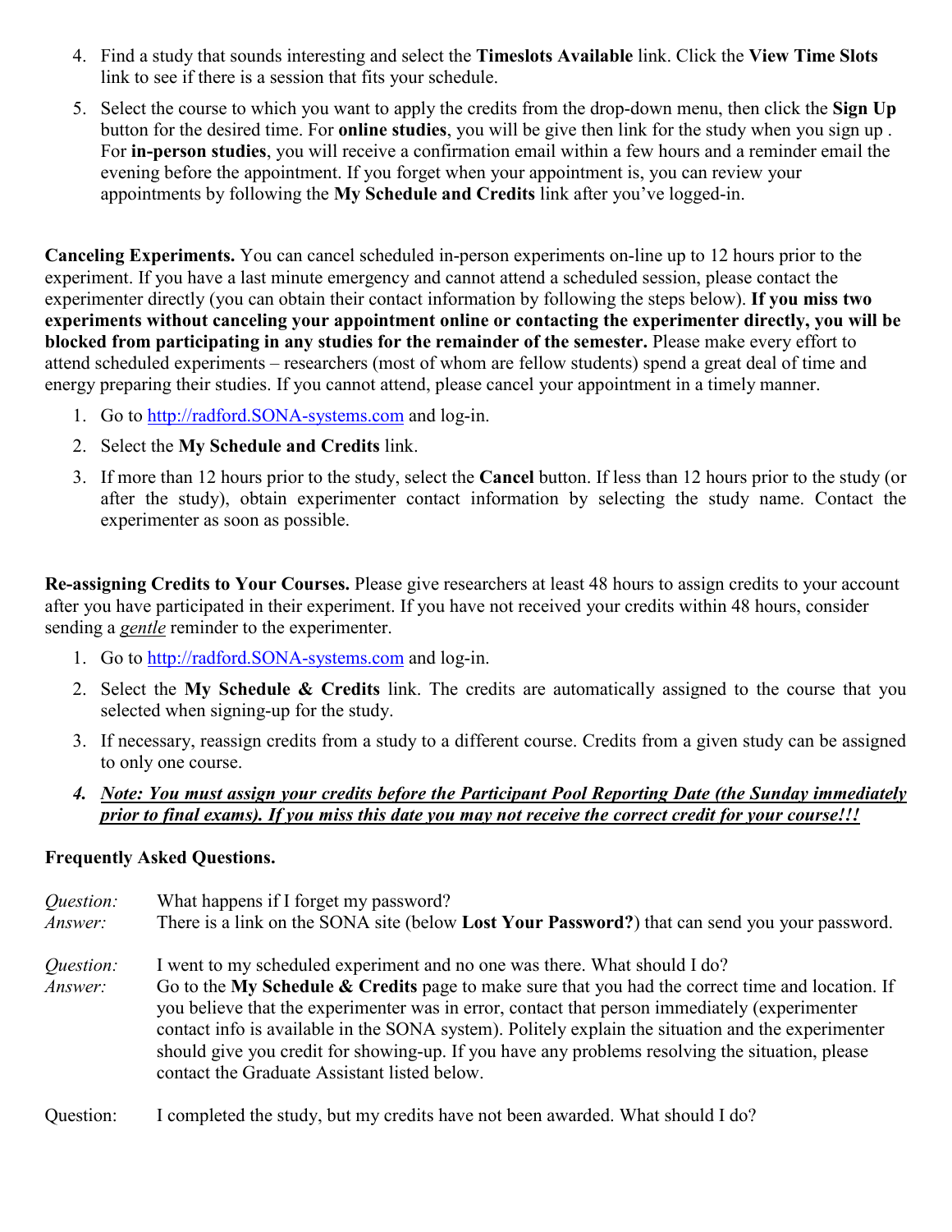4. Find a study that sounds interesting and select the **Timeslots Available** link. Click the **View Time Slots** link to see if there is a session that fits your schedule.
5. Select the course to which you want to apply the credits from the drop-down menu, then click the **Sign Up** button for the desired time. For **online studies**, you will be give then link for the study when you sign up . For **in-person studies**, you will receive a confirmation email within a few hours and a reminder email the evening before the appointment. If you forget when your appointment is, you can review your appointments by following the **My Schedule and Credits** link after you've logged-in.

**Canceling Experiments.** You can cancel scheduled in-person experiments on-line up to 12 hours prior to the experiment. If you have a last minute emergency and cannot attend a scheduled session, please contact the experimenter directly (you can obtain their contact information by following the steps below). **If you miss two experiments without canceling your appointment online or contacting the experimenter directly, you will be blocked from participating in any studies for the remainder of the semester.** Please make every effort to attend scheduled experiments – researchers (most of whom are fellow students) spend a great deal of time and energy preparing their studies. If you cannot attend, please cancel your appointment in a timely manner.

1. Go to http://radford.SONA-systems.com and log-in.
2. Select the **My Schedule and Credits** link.
3. If more than 12 hours prior to the study, select the **Cancel** button. If less than 12 hours prior to the study (or after the study), obtain experimenter contact information by selecting the study name. Contact the experimenter as soon as possible.

**Re-assigning Credits to Your Courses.** Please give researchers at least 48 hours to assign credits to your account after you have participated in their experiment. If you have not received your credits within 48 hours, consider sending a *gentle* reminder to the experimenter.

1. Go to http://radford.SONA-systems.com and log-in.
2. Select the **My Schedule & Credits** link. The credits are automatically assigned to the course that you selected when signing-up for the study.
3. If necessary, reassign credits from a study to a different course. Credits from a given study can be assigned to only one course.
4. ***Note: You must assign your credits before the Participant Pool Reporting Date (the Sunday immediately prior to final exams). If you miss this date you may not receive the correct credit for your course!!!***

**Frequently Asked Questions.**

*Question:* What happens if I forget my password?
*Answer:* There is a link on the SONA site (below **Lost Your Password?**) that can send you your password.

*Question:* I went to my scheduled experiment and no one was there. What should I do?
*Answer:* Go to the **My Schedule & Credits** page to make sure that you had the correct time and location. If you believe that the experimenter was in error, contact that person immediately (experimenter contact info is available in the SONA system). Politely explain the situation and the experimenter should give you credit for showing-up. If you have any problems resolving the situation, please contact the Graduate Assistant listed below.

Question: I completed the study, but my credits have not been awarded. What should I do?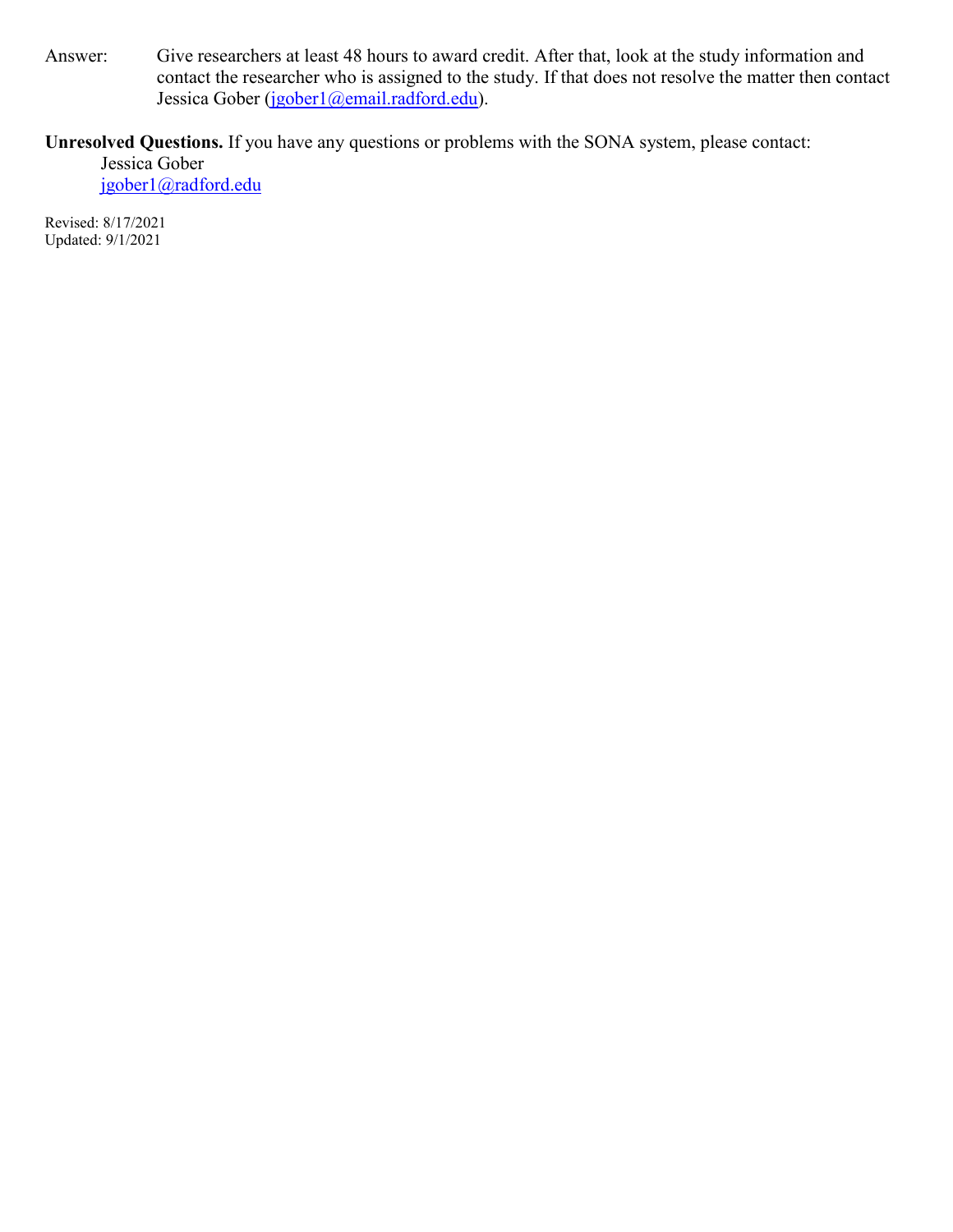Answer: Give researchers at least 48 hours to award credit. After that, look at the study information and contact the researcher who is assigned to the study. If that does not resolve the matter then contact Jessica Gober (jgober1@email.radford.edu).

**Unresolved Questions.** If you have any questions or problems with the SONA system, please contact:

Jessica Gober
jgober1@radford.edu

Revised: 8/17/2021
Updated: 9/1/2021